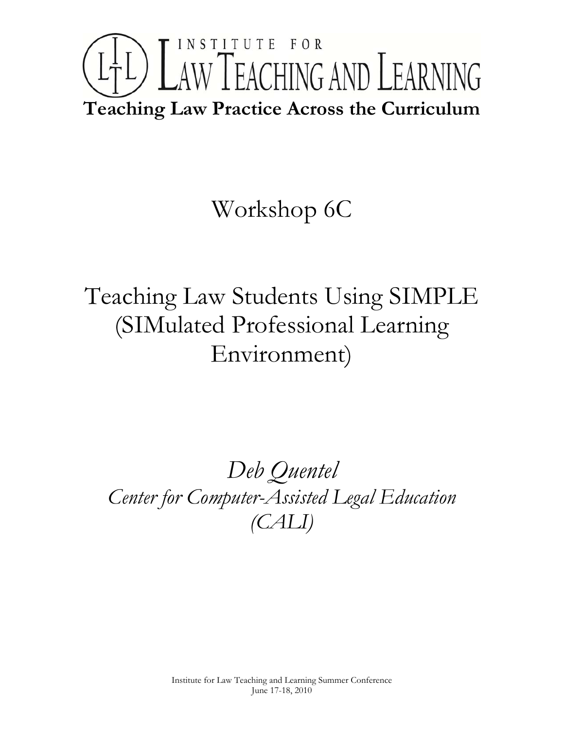# INSTITUTE FOR LAW TEACHING AND LEARNING

**Teaching Law Practice Across the Curriculum**

## Workshop 6C

## Teaching Law Students Using SIMPLE (SIMulated Professional Learning Environment)

*Deb Quentel*

*Center for Computer-Assisted Legal Education (CALI)*

Institute for Law Teaching and Learning Summer Conference
June 17-18, 2010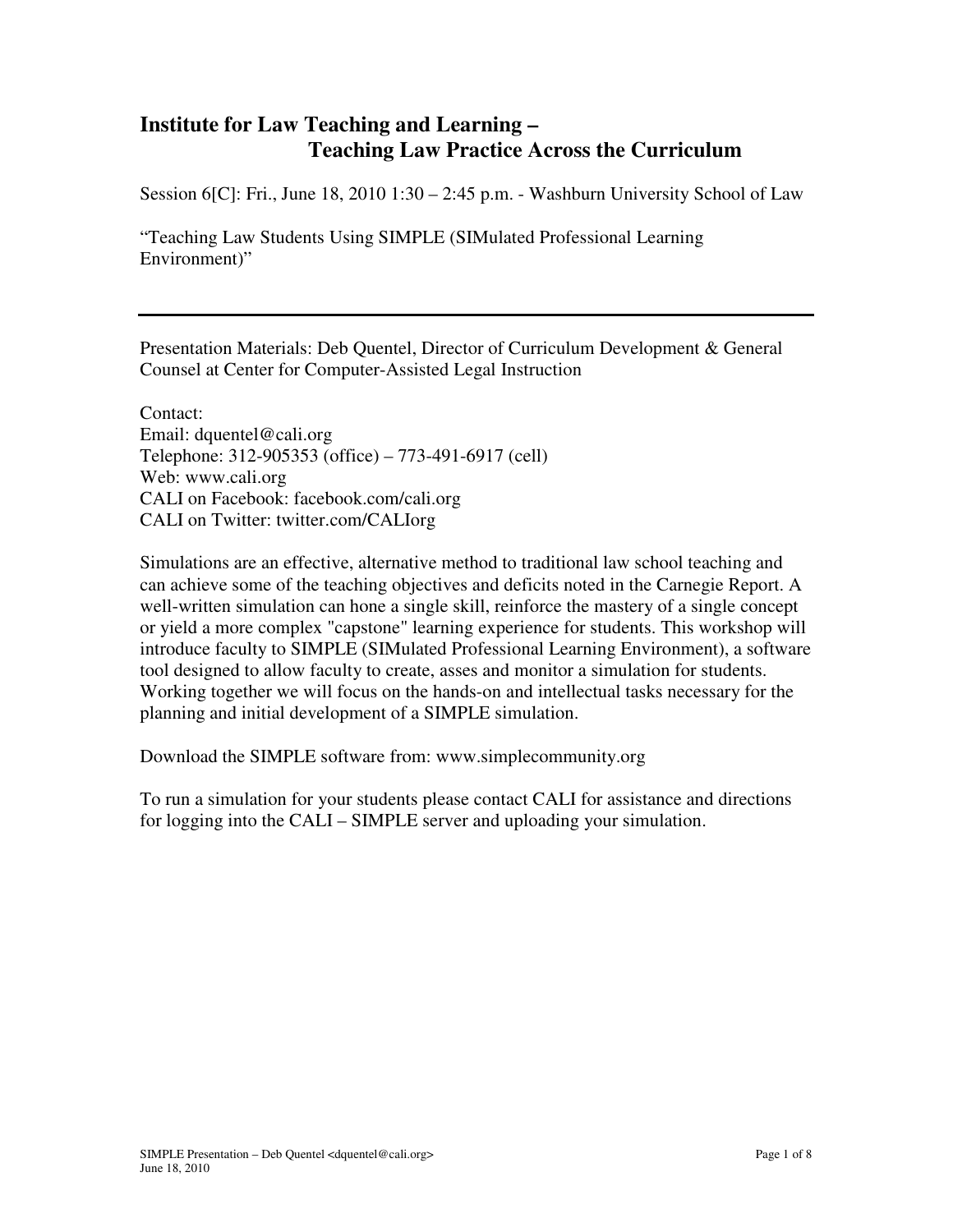# Institute for Law Teaching and Learning – Teaching Law Practice Across the Curriculum

Session 6[C]: Fri., June 18, 2010 1:30 – 2:45 p.m. - Washburn University School of Law

"Teaching Law Students Using SIMPLE (SIMulated Professional Learning Environment)"

---

Presentation Materials: Deb Quentel, Director of Curriculum Development & General Counsel at Center for Computer-Assisted Legal Instruction

Contact:
Email: dquentel@cali.org
Telephone: 312-905353 (office) – 773-491-6917 (cell)
Web: www.cali.org
CALI on Facebook: facebook.com/cali.org
CALI on Twitter: twitter.com/CALIorg

Simulations are an effective, alternative method to traditional law school teaching and can achieve some of the teaching objectives and deficits noted in the Carnegie Report. A well-written simulation can hone a single skill, reinforce the mastery of a single concept or yield a more complex "capstone" learning experience for students. This workshop will introduce faculty to SIMPLE (SIMulated Professional Learning Environment), a software tool designed to allow faculty to create, asses and monitor a simulation for students. Working together we will focus on the hands-on and intellectual tasks necessary for the planning and initial development of a SIMPLE simulation.

Download the SIMPLE software from: www.simplecommunity.org

To run a simulation for your students please contact CALI for assistance and directions for logging into the CALI – SIMPLE server and uploading your simulation.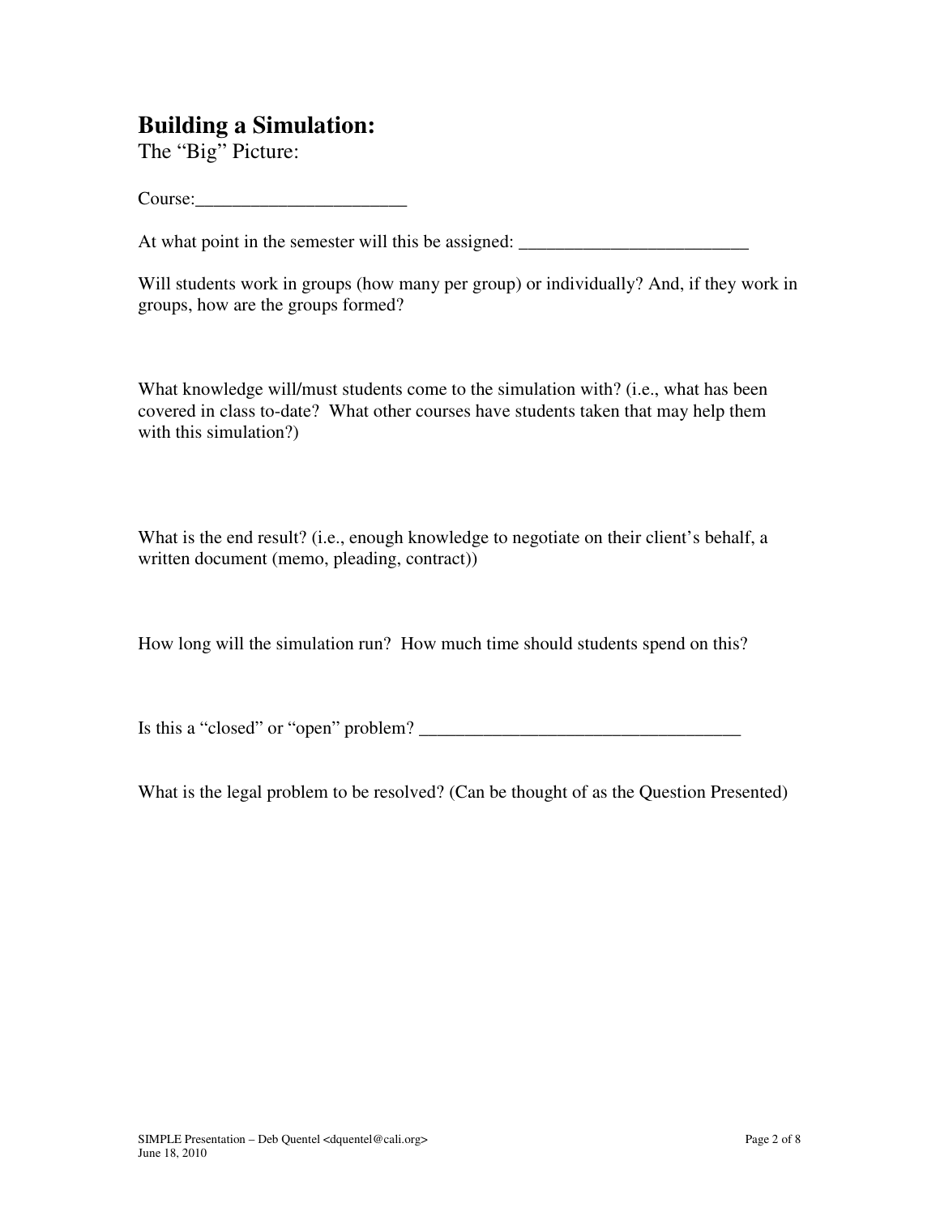## Building a Simulation:

The "Big" Picture:

Course:_______________________

At what point in the semester will this be assigned: _________________________

Will students work in groups (how many per group) or individually? And, if they work in groups, how are the groups formed?

What knowledge will/must students come to the simulation with? (i.e., what has been covered in class to-date? What other courses have students taken that may help them with this simulation?)

What is the end result? (i.e., enough knowledge to negotiate on their client's behalf, a written document (memo, pleading, contract))

How long will the simulation run? How much time should students spend on this?

Is this a "closed" or "open" problem? ___________________________________

What is the legal problem to be resolved? (Can be thought of as the Question Presented)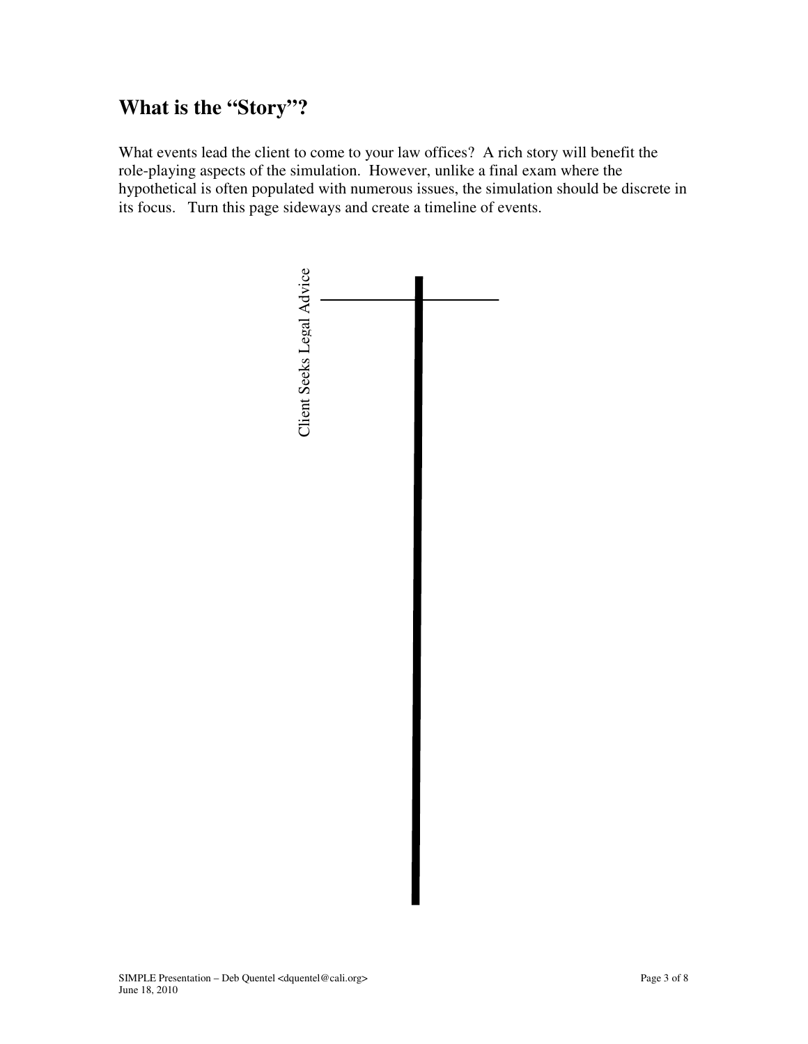## What is the "Story"?

What events lead the client to come to your law offices? A rich story will benefit the role-playing aspects of the simulation. However, unlike a final exam where the hypothetical is often populated with numerous issues, the simulation should be discrete in its focus. Turn this page sideways and create a timeline of events.

Client Seeks Legal Advice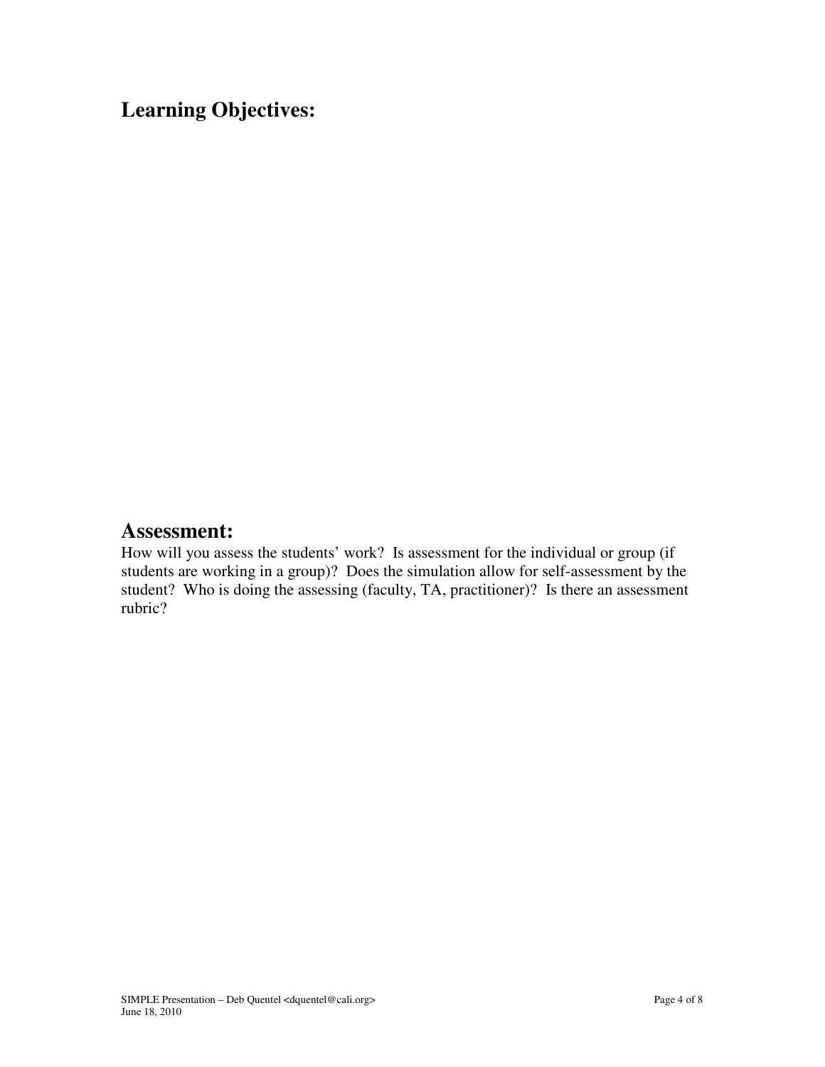## Learning Objectives:

## Assessment:

How will you assess the students' work? Is assessment for the individual or group (if students are working in a group)? Does the simulation allow for self-assessment by the student? Who is doing the assessing (faculty, TA, practitioner)? Is there an assessment rubric?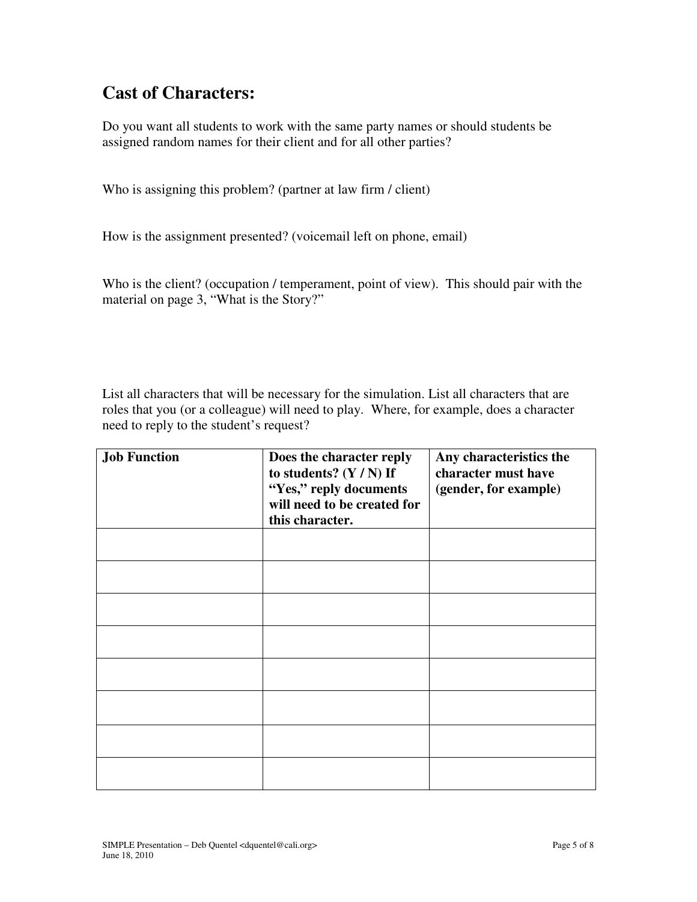## Cast of Characters:

Do you want all students to work with the same party names or should students be assigned random names for their client and for all other parties?

Who is assigning this problem? (partner at law firm / client)

How is the assignment presented? (voicemail left on phone, email)

Who is the client? (occupation / temperament, point of view). This should pair with the material on page 3, "What is the Story?"

List all characters that will be necessary for the simulation. List all characters that are roles that you (or a colleague) will need to play. Where, for example, does a character need to reply to the student's request?

| **Job Function** | **Does the character reply to students? (Y / N) If "Yes," reply documents will need to be created for this character.** | **Any characteristics the character must have (gender, for example)** |
|---|---|---|
| | | |
| | | |
| | | |
| | | |
| | | |
| | | |
| | | |
| | | |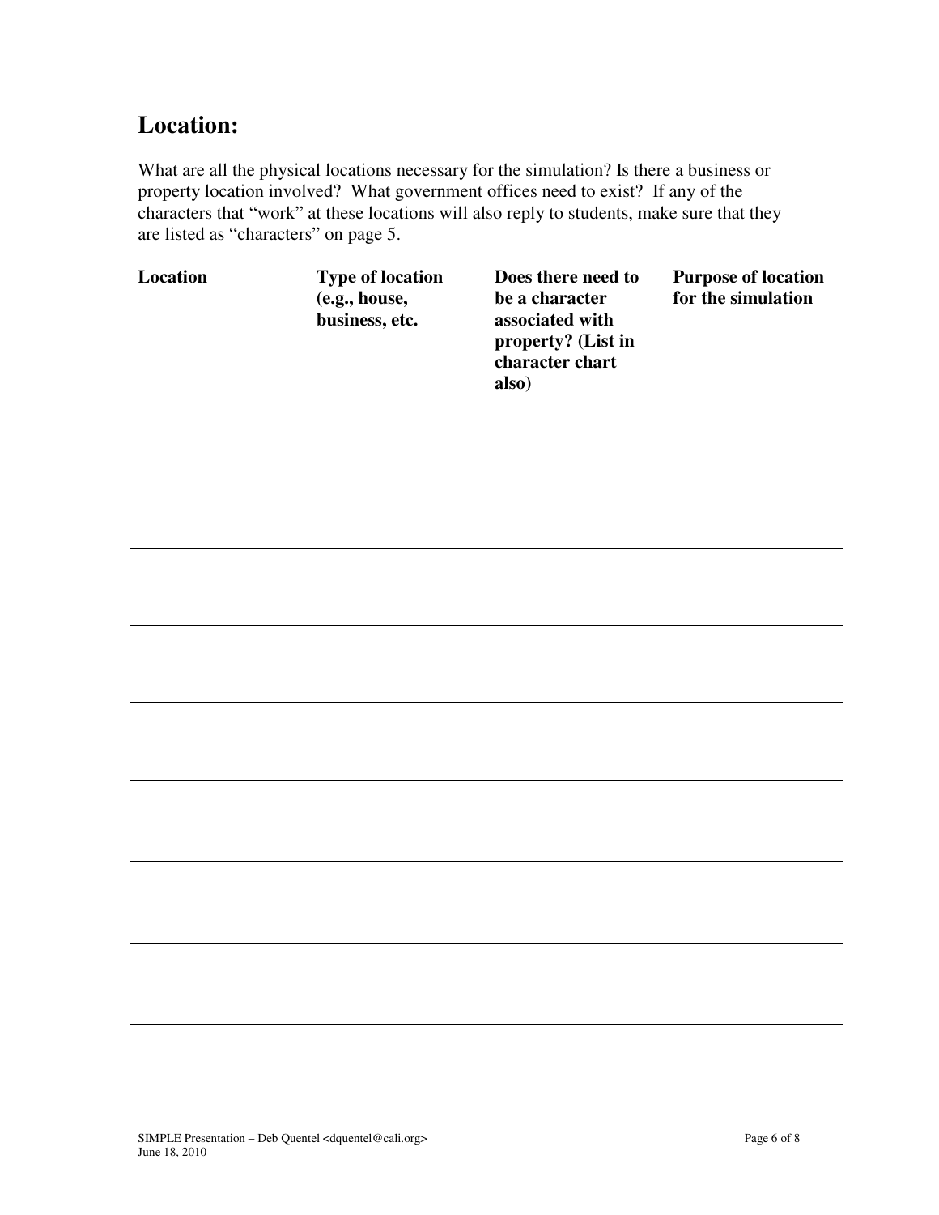## Location:

What are all the physical locations necessary for the simulation? Is there a business or property location involved? What government offices need to exist? If any of the characters that "work" at these locations will also reply to students, make sure that they are listed as "characters" on page 5.

| Location | Type of location (e.g., house, business, etc. | Does there need to be a character associated with property? (List in character chart also) | Purpose of location for the simulation |
|---|---|---|---|
| | | | |
| | | | |
| | | | |
| | | | |
| | | | |
| | | | |
| | | | |
| | | | |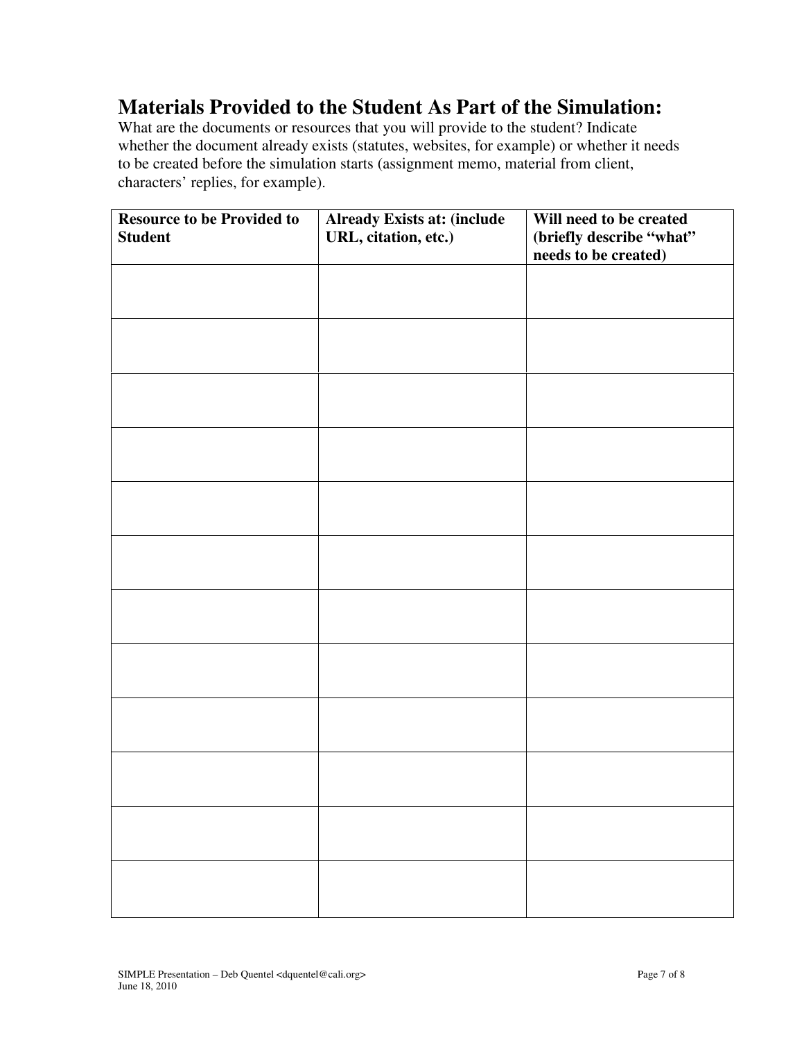## Materials Provided to the Student As Part of the Simulation:

What are the documents or resources that you will provide to the student? Indicate whether the document already exists (statutes, websites, for example) or whether it needs to be created before the simulation starts (assignment memo, material from client, characters' replies, for example).

| Resource to be Provided to Student | Already Exists at: (include URL, citation, etc.) | Will need to be created (briefly describe "what" needs to be created) |
|---|---|---|
| | | |
| | | |
| | | |
| | | |
| | | |
| | | |
| | | |
| | | |
| | | |
| | | |
| | | |
| | | |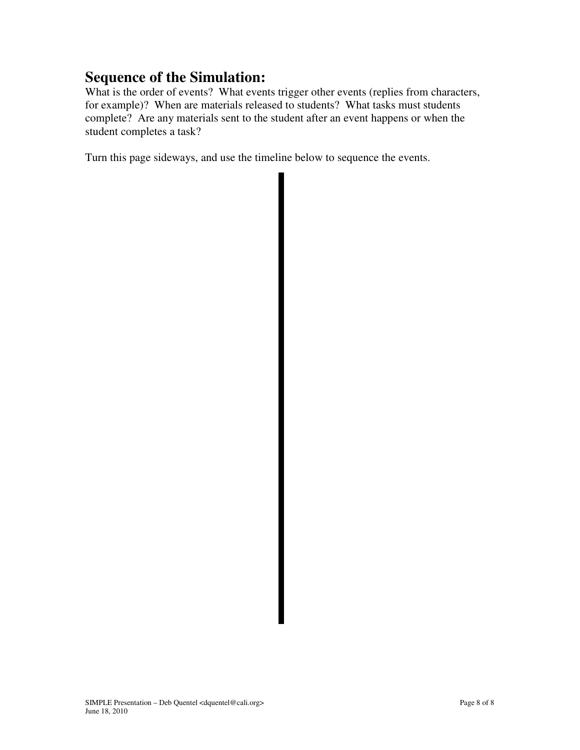## Sequence of the Simulation:

What is the order of events? What events trigger other events (replies from characters, for example)? When are materials released to students? What tasks must students complete? Are any materials sent to the student after an event happens or when the student completes a task?

Turn this page sideways, and use the timeline below to sequence the events.